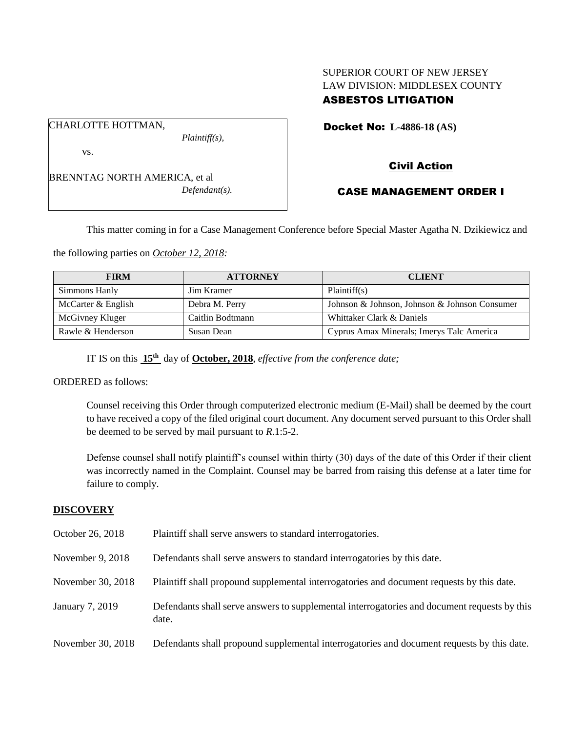SUPERIOR COURT OF NEW JERSEY
LAW DIVISION: MIDDLESEX COUNTY
**ASBESTOS LITIGATION**

CHARLOTTE HOTTMAN,
*Plaintiff(s),*

vs.

BRENNTAG NORTH AMERICA, et al
*Defendant(s).*

**Docket No: L-4886-18 (AS)**

**Civil Action**

**CASE MANAGEMENT ORDER I**

This matter coming in for a Case Management Conference before Special Master Agatha N. Dzikiewicz and the following parties on *October 12, 2018:*

| FIRM | ATTORNEY | CLIENT |
|---|---|---|
| Simmons Hanly | Jim Kramer | Plaintiff(s) |
| McCarter & English | Debra M. Perry | Johnson & Johnson, Johnson & Johnson Consumer |
| McGivney Kluger | Caitlin Bodtmann | Whittaker Clark & Daniels |
| Rawle & Henderson | Susan Dean | Cyprus Amax Minerals; Imerys Talc America |

IT IS on this **15th** day of **October, 2018**, *effective from the conference date;*

ORDERED as follows:

Counsel receiving this Order through computerized electronic medium (E-Mail) shall be deemed by the court to have received a copy of the filed original court document. Any document served pursuant to this Order shall be deemed to be served by mail pursuant to *R*.1:5-2.

Defense counsel shall notify plaintiff's counsel within thirty (30) days of the date of this Order if their client was incorrectly named in the Complaint. Counsel may be barred from raising this defense at a later time for failure to comply.

## DISCOVERY

October 26, 2018 Plaintiff shall serve answers to standard interrogatories.

November 9, 2018 Defendants shall serve answers to standard interrogatories by this date.

November 30, 2018 Plaintiff shall propound supplemental interrogatories and document requests by this date.

January 7, 2019 Defendants shall serve answers to supplemental interrogatories and document requests by this date.

November 30, 2018 Defendants shall propound supplemental interrogatories and document requests by this date.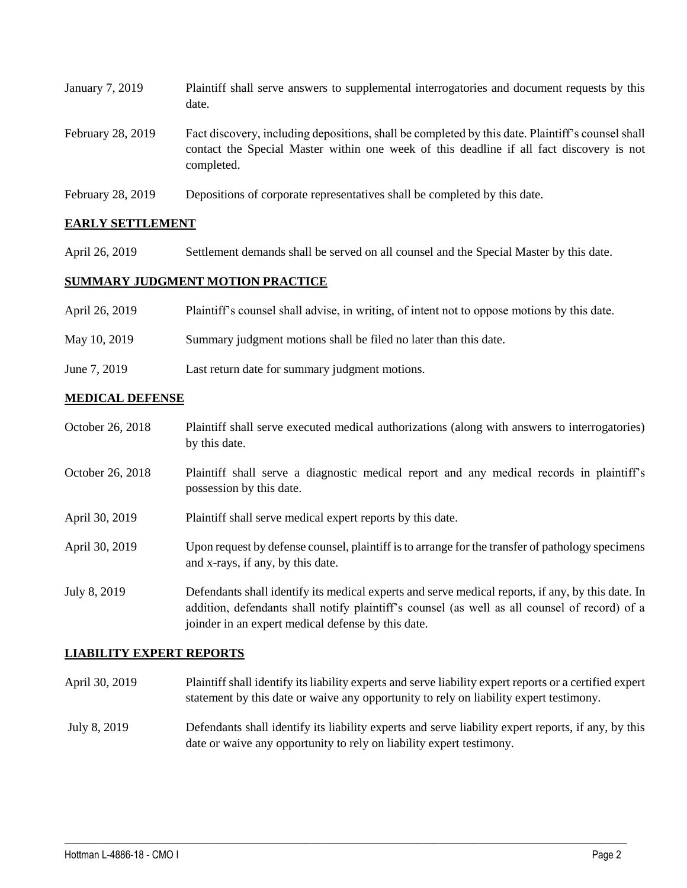| | |
|---|---|
| January 7, 2019 | Plaintiff shall serve answers to supplemental interrogatories and document requests by this date. |
| February 28, 2019 | Fact discovery, including depositions, shall be completed by this date. Plaintiff's counsel shall contact the Special Master within one week of this deadline if all fact discovery is not completed. |
| February 28, 2019 | Depositions of corporate representatives shall be completed by this date. |

## EARLY SETTLEMENT

| | |
|---|---|
| April 26, 2019 | Settlement demands shall be served on all counsel and the Special Master by this date. |

## SUMMARY JUDGMENT MOTION PRACTICE

| | |
|---|---|
| April 26, 2019 | Plaintiff's counsel shall advise, in writing, of intent not to oppose motions by this date. |
| May 10, 2019 | Summary judgment motions shall be filed no later than this date. |
| June 7, 2019 | Last return date for summary judgment motions. |

## MEDICAL DEFENSE

| | |
|---|---|
| October 26, 2018 | Plaintiff shall serve executed medical authorizations (along with answers to interrogatories) by this date. |
| October 26, 2018 | Plaintiff shall serve a diagnostic medical report and any medical records in plaintiff's possession by this date. |
| April 30, 2019 | Plaintiff shall serve medical expert reports by this date. |
| April 30, 2019 | Upon request by defense counsel, plaintiff is to arrange for the transfer of pathology specimens and x-rays, if any, by this date. |
| July 8, 2019 | Defendants shall identify its medical experts and serve medical reports, if any, by this date. In addition, defendants shall notify plaintiff's counsel (as well as all counsel of record) of a joinder in an expert medical defense by this date. |

## LIABILITY EXPERT REPORTS

| | |
|---|---|
| April 30, 2019 | Plaintiff shall identify its liability experts and serve liability expert reports or a certified expert statement by this date or waive any opportunity to rely on liability expert testimony. |
| July 8, 2019 | Defendants shall identify its liability experts and serve liability expert reports, if any, by this date or waive any opportunity to rely on liability expert testimony. |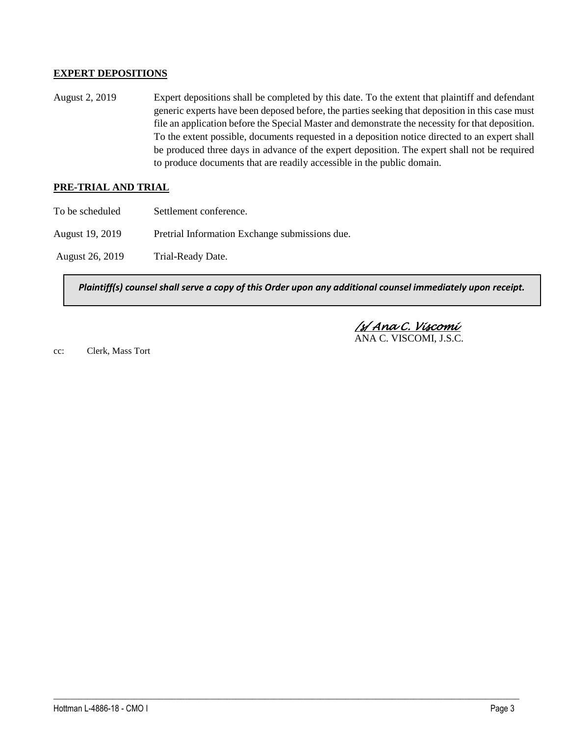**EXPERT DEPOSITIONS**

| | |
|---|---|
| August 2, 2019 | Expert depositions shall be completed by this date. To the extent that plaintiff and defendant generic experts have been deposed before, the parties seeking that deposition in this case must file an application before the Special Master and demonstrate the necessity for that deposition. To the extent possible, documents requested in a deposition notice directed to an expert shall be produced three days in advance of the expert deposition. The expert shall not be required to produce documents that are readily accessible in the public domain. |

**PRE-TRIAL AND TRIAL**

| | |
|---|---|
| To be scheduled | Settlement conference. |
| August 19, 2019 | Pretrial Information Exchange submissions due. |
| August 26, 2019 | Trial-Ready Date. |

***Plaintiff(s) counsel shall serve a copy of this Order upon any additional counsel immediately upon receipt.***

/s/ Ana C. Viscomi
ANA C. VISCOMI, J.S.C.

cc: Clerk, Mass Tort